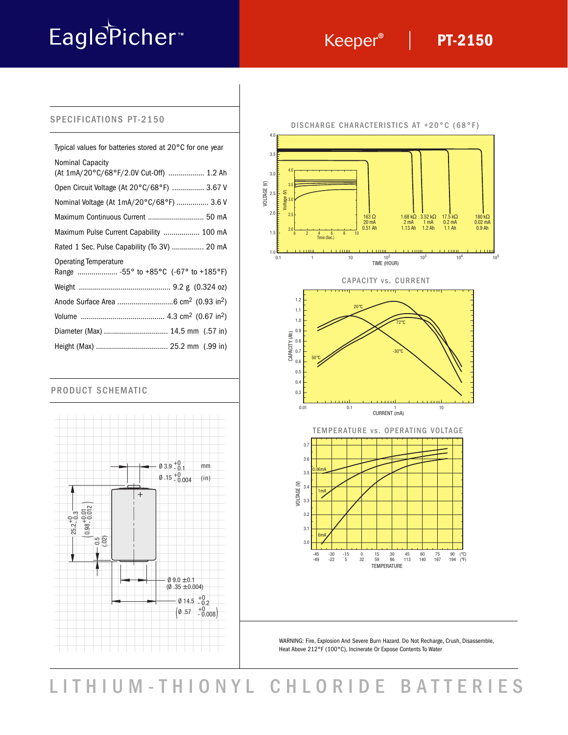# EaglePicher™

## Keeper® | PT-2150

## SPECIFICATIONS PT-2150

Typical values for batteries stored at 20°C for one year

| Specification | Value |
|---|---|
| Nominal Capacity (At 1mA/20°C/68°F/2.0V Cut-Off) | 1.2 Ah |
| Open Circuit Voltage (At 20°C/68°F) | 3.67 V |
| Nominal Voltage (At 1mA/20°C/68°F) | 3.6 V |
| Maximum Continuous Current | 50 mA |
| Maximum Pulse Current Capability | 100 mA |
| Rated 1 Sec. Pulse Capability (To 3V) | 20 mA |
| Operating Temperature Range | -55° to +85°C (-67° to +185°F) |
| Weight | 9.2 g (0.324 oz) |
| Anode Surface Area | 6 $cm^2$ (0.93 $in^2$) |
| Volume | 4.3 $cm^2$ (0.67 $in^2$) |
| Diameter (Max) | 14.5 mm (.57 in) |
| Height (Max) | 25.2 mm (.99 in) |

## PRODUCT SCHEMATIC

Dimensions mm (in):
- Ø 3.9 $^{+0}_{-0.1}$ (Ø .15 $^{+0}_{-0.004}$)
- Height 25.2 $^{+0}_{-0.3}$ (0.98 $^{+0.01}_{-0.012}$)
- 0.5 (.02)
- Ø 9.0 ±0.1 (Ø .35 ±0.004)
- Ø 14.5 $^{+0}_{-0.2}$ (Ø .57 $^{+0}_{-0.008}$)

## DISCHARGE CHARACTERISTICS AT +20°C (68°F)

Voltage (V) vs. Time (Hour):

| Load | Current | Capacity |
|---|---|---|
| 163 Ω | 20 mA | 0.51 Ah |
| 1.68 kΩ | 2 mA | 1.13 Ah |
| 3.52 kΩ | 1 mA | 1.2 Ah |
| 17.5 kΩ | 0.2 mA | 1.1 Ah |
| 180 kΩ | 0.02 mA | 0.9 Ah |

## CAPACITY vs. CURRENT

Capacity (Ah) vs. Current (mA), curves at 20°C, 72°C, 50°C, -30°C.

## TEMPERATURE vs. OPERATING VOLTAGE

Voltage (V) vs. Temperature (°C / °F), curves at 0.06mA, 1mA, 6mA.

WARNING: Fire, Explosion And Severe Burn Hazard. Do Not Recharge, Crush, Disassemble, Heat Above 212°F (100°C), Incinerate Or Expose Contents To Water

# LITHIUM-THIONYL CHLORIDE BATTERIES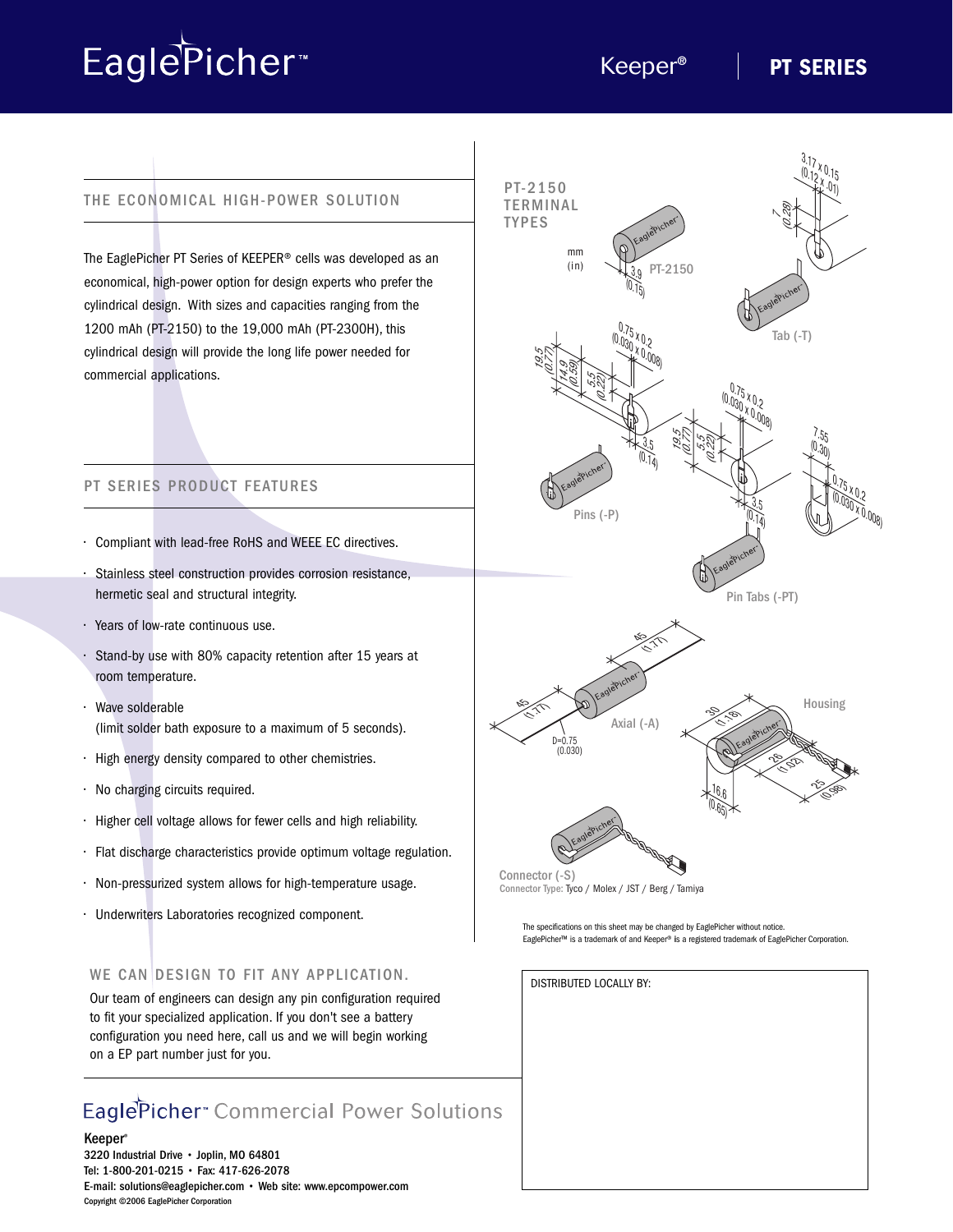## THE ECONOMICAL HIGH-POWER SOLUTION

The EaglePicher PT Series of KEEPER® cells was developed as an economical, high-power option for design experts who prefer the cylindrical design. With sizes and capacities ranging from the 1200 mAh (PT-2150) to the 19,000 mAh (PT-2300H), this cylindrical design will provide the long life power needed for commercial applications.

## PT SERIES PRODUCT FEATURES

- Compliant with lead-free RoHS and WEEE EC directives.
- Stainless steel construction provides corrosion resistance, hermetic seal and structural integrity.
- Years of low-rate continuous use.
- Stand-by use with 80% capacity retention after 15 years at room temperature.
- Wave solderable (limit solder bath exposure to a maximum of 5 seconds).
- High energy density compared to other chemistries.
- No charging circuits required.
- Higher cell voltage allows for fewer cells and high reliability.
- Flat discharge characteristics provide optimum voltage regulation.
- Non-pressurized system allows for high-temperature usage.
- Underwriters Laboratories recognized component.

## PT-2150 TERMINAL TYPES

mm
(in)

PT-2150

3.9
(0.15)

3.17 x 0.15
(0.12 x .01)

7
(0.28)

Tab (-T)

0.75 x 0.2
(0.030 x 0.008)

19.5
(0.77)

14.9
(0.59)

5.5
(0.22)

3.5
(0.14)

Pins (-P)

0.75 x 0.2
(0.030 x 0.008)

19.5
(0.77)

5.5
(0.22)

3.5
(0.14)

7.55
(0.30)

0.75 x 0.2
(0.030 x 0.008)

Pin Tabs (-PT)

45
(1.77)

45
(1.77)

D=0.75
(0.030)

Axial (-A)

Housing

30
(1.18)

26
(1.02)

25
(0.98)

16.6
(0.65)

Connector (-S)
Connector Type: Tyco / Molex / JST / Berg / Tamiya

The specifications on this sheet may be changed by EaglePicher without notice.
EaglePicher™ is a trademark of and Keeper® is a registered trademark of EaglePicher Corporation.

## WE CAN DESIGN TO FIT ANY APPLICATION.

Our team of engineers can design any pin configuration required to fit your specialized application. If you don't see a battery configuration you need here, call us and we will begin working on a EP part number just for you.

DISTRIBUTED LOCALLY BY:

EaglePicher™ Commercial Power Solutions

**Keeper®**
3220 Industrial Drive • Joplin, MO 64801
Tel: 1-800-201-0215 • Fax: 417-626-2078
E-mail: solutions@eaglepicher.com • Web site: www.epcompower.com
Copyright ©2006 EaglePicher Corporation